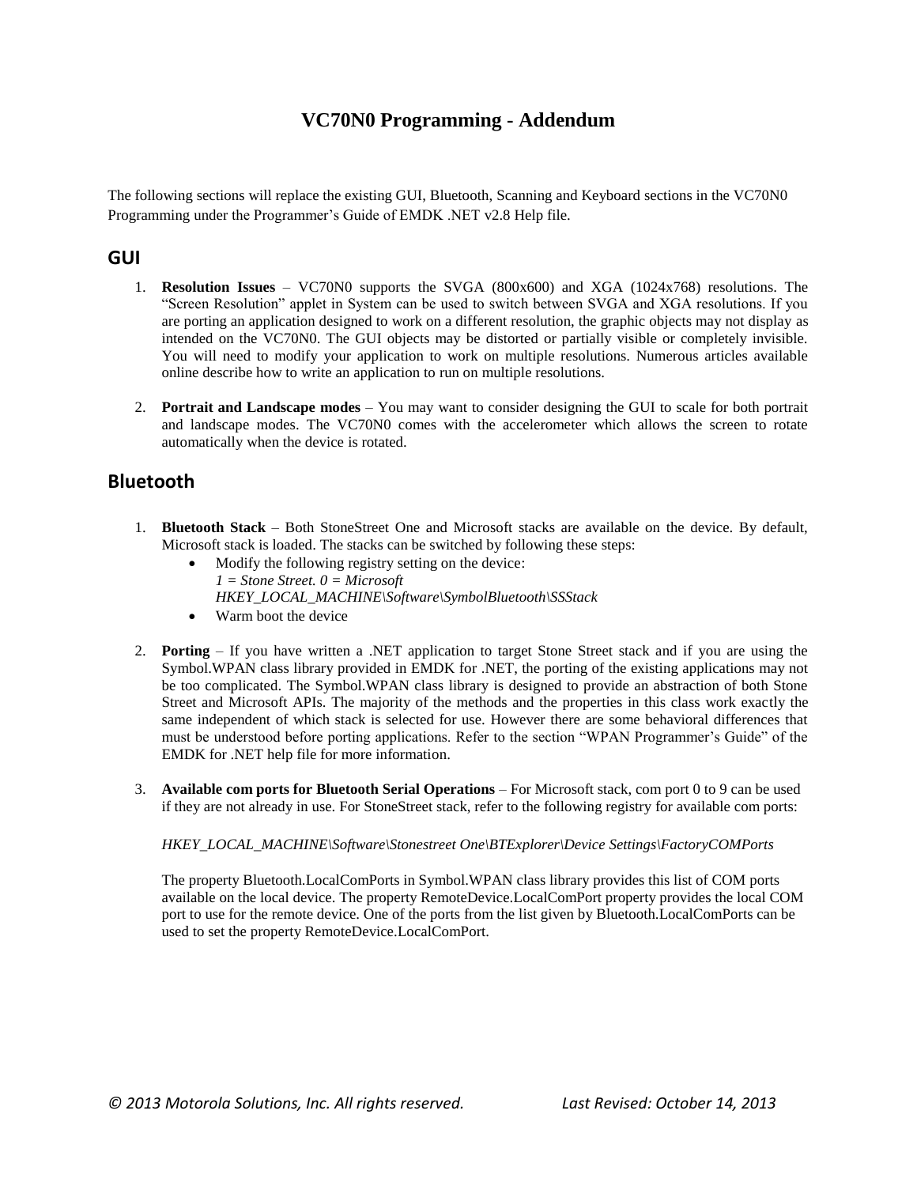# VC70N0 Programming - Addendum

The following sections will replace the existing GUI, Bluetooth, Scanning and Keyboard sections in the VC70N0 Programming under the Programmer's Guide of EMDK .NET v2.8 Help file.

## GUI

1. **Resolution Issues** – VC70N0 supports the SVGA (800x600) and XGA (1024x768) resolutions. The "Screen Resolution" applet in System can be used to switch between SVGA and XGA resolutions. If you are porting an application designed to work on a different resolution, the graphic objects may not display as intended on the VC70N0. The GUI objects may be distorted or partially visible or completely invisible. You will need to modify your application to work on multiple resolutions. Numerous articles available online describe how to write an application to run on multiple resolutions.

2. **Portrait and Landscape modes** – You may want to consider designing the GUI to scale for both portrait and landscape modes. The VC70N0 comes with the accelerometer which allows the screen to rotate automatically when the device is rotated.

## Bluetooth

1. **Bluetooth Stack** – Both StoneStreet One and Microsoft stacks are available on the device. By default, Microsoft stack is loaded. The stacks can be switched by following these steps:
   - Modify the following registry setting on the device:
     *1 = Stone Street. 0 = Microsoft*
     *HKEY_LOCAL_MACHINE\Software\SymbolBluetooth\SSStack*
   - Warm boot the device

2. **Porting** – If you have written a .NET application to target Stone Street stack and if you are using the Symbol.WPAN class library provided in EMDK for .NET, the porting of the existing applications may not be too complicated. The Symbol.WPAN class library is designed to provide an abstraction of both Stone Street and Microsoft APIs. The majority of the methods and the properties in this class work exactly the same independent of which stack is selected for use. However there are some behavioral differences that must be understood before porting applications. Refer to the section "WPAN Programmer's Guide" of the EMDK for .NET help file for more information.

3. **Available com ports for Bluetooth Serial Operations** – For Microsoft stack, com port 0 to 9 can be used if they are not already in use. For StoneStreet stack, refer to the following registry for available com ports:

   *HKEY_LOCAL_MACHINE\Software\Stonestreet One\BTExplorer\Device Settings\FactoryCOMPorts*

   The property Bluetooth.LocalComPorts in Symbol.WPAN class library provides this list of COM ports available on the local device. The property RemoteDevice.LocalComPort property provides the local COM port to use for the remote device. One of the ports from the list given by Bluetooth.LocalComPorts can be used to set the property RemoteDevice.LocalComPort.

© 2013 Motorola Solutions, Inc. All rights reserved. Last Revised: October 14, 2013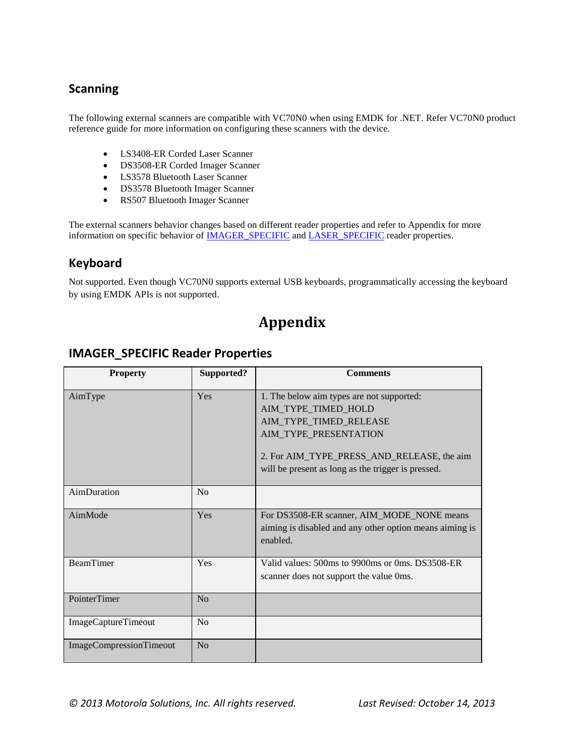## Scanning

The following external scanners are compatible with VC70N0 when using EMDK for .NET. Refer VC70N0 product reference guide for more information on configuring these scanners with the device.

- LS3408-ER Corded Laser Scanner
- DS3508-ER Corded Imager Scanner
- LS3578 Bluetooth Laser Scanner
- DS3578 Bluetooth Imager Scanner
- RS507 Bluetooth Imager Scanner

The external scanners behavior changes based on different reader properties and refer to Appendix for more information on specific behavior of IMAGER_SPECIFIC and LASER_SPECIFIC reader properties.

## Keyboard

Not supported. Even though VC70N0 supports external USB keyboards, programmatically accessing the keyboard by using EMDK APIs is not supported.

# Appendix

## IMAGER_SPECIFIC Reader Properties

| Property | Supported? | Comments |
|---|---|---|
| AimType | Yes | 1. The below aim types are not supported:<br>AIM_TYPE_TIMED_HOLD<br>AIM_TYPE_TIMED_RELEASE<br>AIM_TYPE_PRESENTATION<br><br>2. For AIM_TYPE_PRESS_AND_RELEASE, the aim will be present as long as the trigger is pressed. |
| AimDuration | No | |
| AimMode | Yes | For DS3508-ER scanner, AIM_MODE_NONE means aiming is disabled and any other option means aiming is enabled. |
| BeamTimer | Yes | Valid values: 500ms to 9900ms or 0ms. DS3508-ER scanner does not support the value 0ms. |
| PointerTimer | No | |
| ImageCaptureTimeout | No | |
| ImageCompressionTimeout | No | |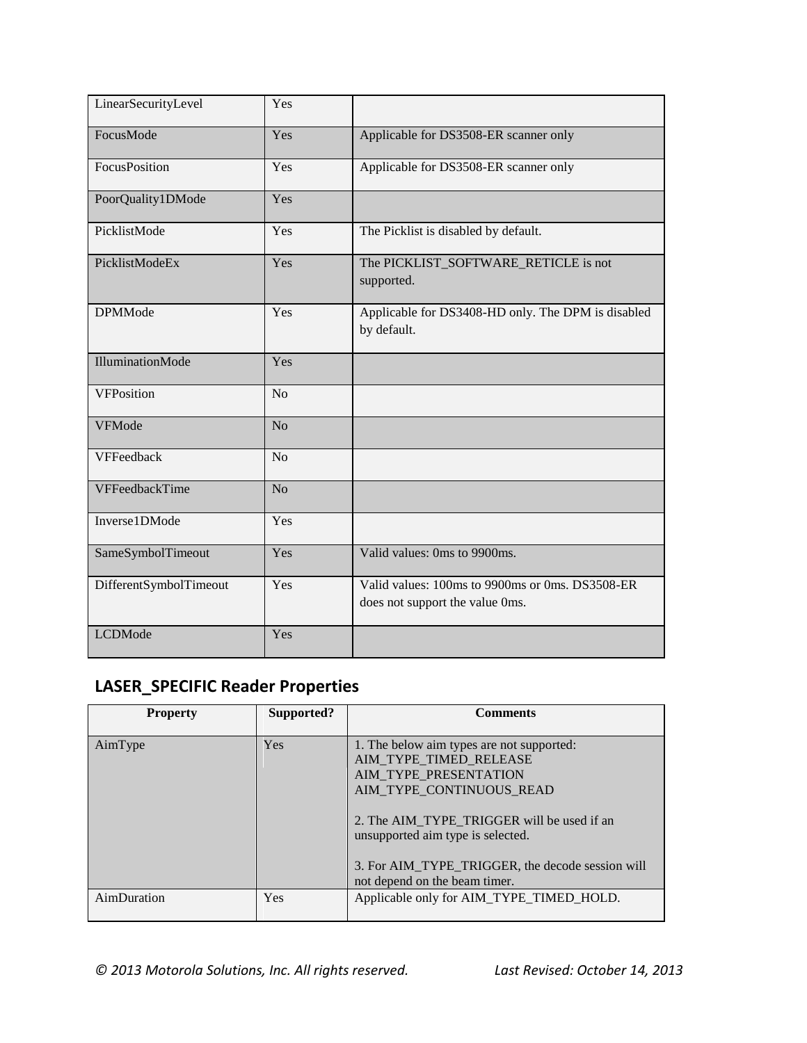| | | |
|---|---|---|
| LinearSecurityLevel | Yes | |
| FocusMode | Yes | Applicable for DS3508-ER scanner only |
| FocusPosition | Yes | Applicable for DS3508-ER scanner only |
| PoorQuality1DMode | Yes | |
| PicklistMode | Yes | The Picklist is disabled by default. |
| PicklistModeEx | Yes | The PICKLIST_SOFTWARE_RETICLE is not supported. |
| DPMMode | Yes | Applicable for DS3408-HD only. The DPM is disabled by default. |
| IlluminationMode | Yes | |
| VFPosition | No | |
| VFMode | No | |
| VFFeedback | No | |
| VFFeedbackTime | No | |
| Inverse1DMode | Yes | |
| SameSymbolTimeout | Yes | Valid values: 0ms to 9900ms. |
| DifferentSymbolTimeout | Yes | Valid values: 100ms to 9900ms or 0ms. DS3508-ER does not support the value 0ms. |
| LCDMode | Yes | |

## LASER_SPECIFIC Reader Properties

| Property | Supported? | Comments |
|---|---|---|
| AimType | Yes | 1. The below aim types are not supported: AIM_TYPE_TIMED_RELEASE AIM_TYPE_PRESENTATION AIM_TYPE_CONTINUOUS_READ<br><br>2. The AIM_TYPE_TRIGGER will be used if an unsupported aim type is selected.<br><br>3. For AIM_TYPE_TRIGGER, the decode session will not depend on the beam timer. |
| AimDuration | Yes | Applicable only for AIM_TYPE_TIMED_HOLD. |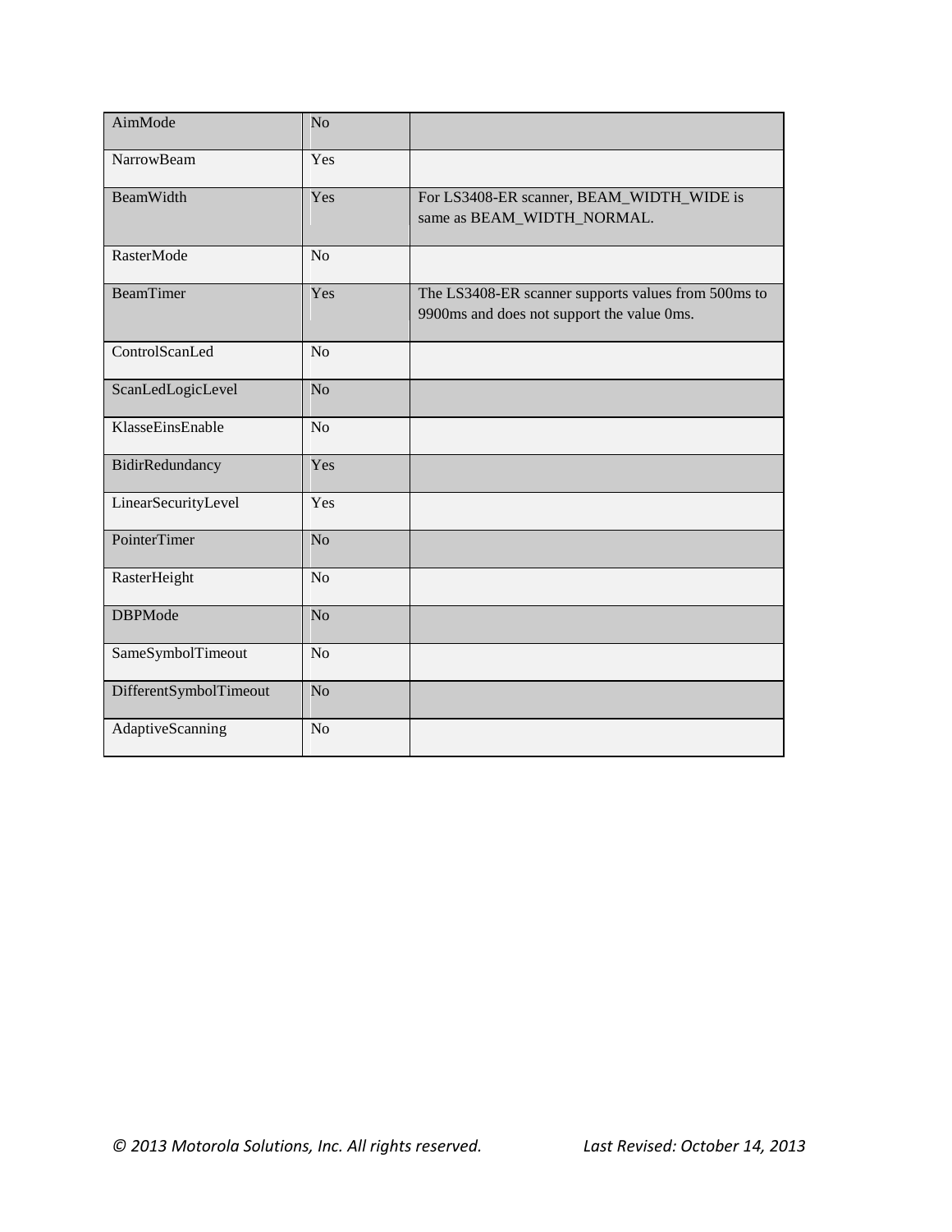| | | |
|---|---|---|
| AimMode | No | |
| NarrowBeam | Yes | |
| BeamWidth | Yes | For LS3408-ER scanner, BEAM_WIDTH_WIDE is same as BEAM_WIDTH_NORMAL. |
| RasterMode | No | |
| BeamTimer | Yes | The LS3408-ER scanner supports values from 500ms to 9900ms and does not support the value 0ms. |
| ControlScanLed | No | |
| ScanLedLogicLevel | No | |
| KlasseEinsEnable | No | |
| BidirRedundancy | Yes | |
| LinearSecurityLevel | Yes | |
| PointerTimer | No | |
| RasterHeight | No | |
| DBPMode | No | |
| SameSymbolTimeout | No | |
| DifferentSymbolTimeout | No | |
| AdaptiveScanning | No | |